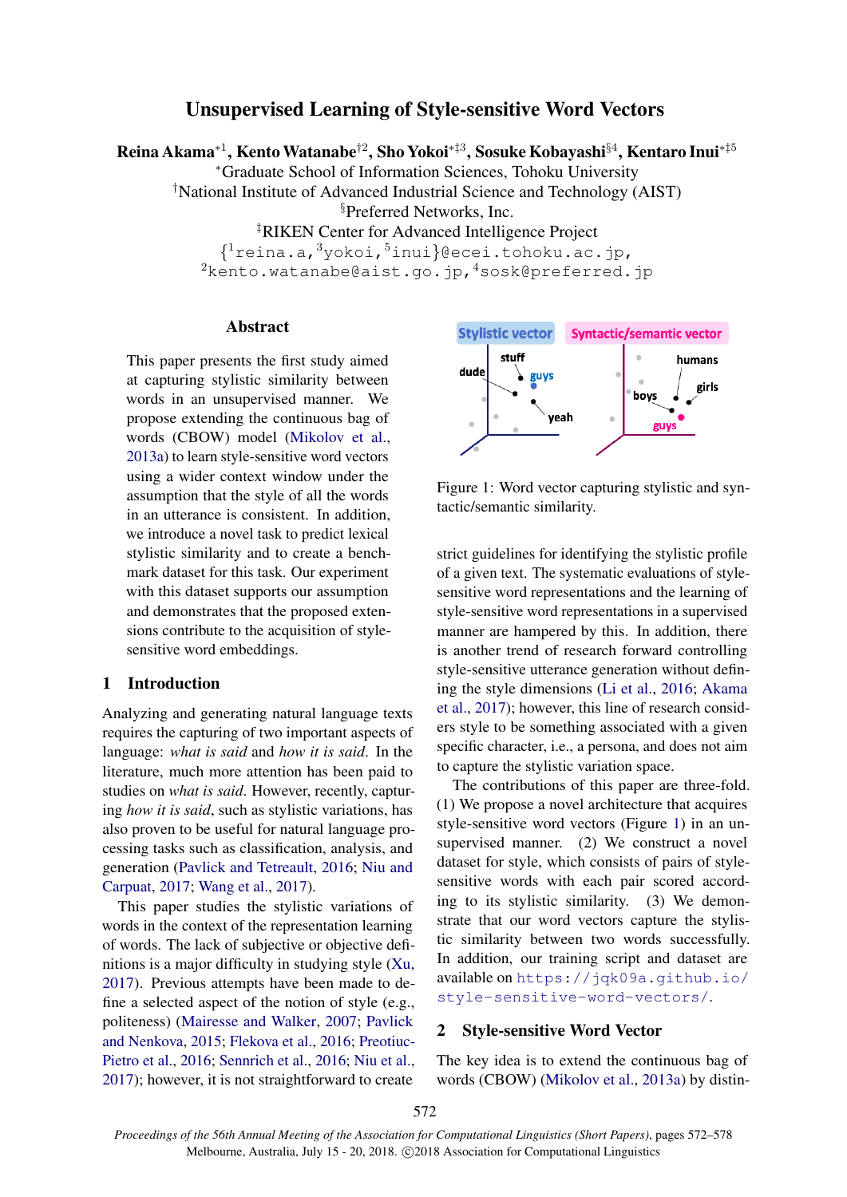# Unsupervised Learning of Style-sensitive Word Vectors

**Reina Akama**[*1], **Kento Watanabe**[†2], **Sho Yokoi**[*‡3], **Sosuke Kobayashi**[§4], **Kentaro Inui**[*‡5]

[*]Graduate School of Information Sciences, Tohoku University
[†]National Institute of Advanced Industrial Science and Technology (AIST)
[§]Preferred Networks, Inc.
[‡]RIKEN Center for Advanced Intelligence Project

{[1]reina.a,[3]yokoi,[5]inui}@ecei.tohoku.ac.jp,
[2]kento.watanabe@aist.go.jp,[4]sosk@preferred.jp

## Abstract

This paper presents the first study aimed at capturing stylistic similarity between words in an unsupervised manner. We propose extending the continuous bag of words (CBOW) model (Mikolov et al., 2013a) to learn style-sensitive word vectors using a wider context window under the assumption that the style of all the words in an utterance is consistent. In addition, we introduce a novel task to predict lexical stylistic similarity and to create a benchmark dataset for this task. Our experiment with this dataset supports our assumption and demonstrates that the proposed extensions contribute to the acquisition of style-sensitive word embeddings.

## 1 Introduction

Analyzing and generating natural language texts requires the capturing of two important aspects of language: *what is said* and *how it is said*. In the literature, much more attention has been paid to studies on *what is said*. However, recently, capturing *how it is said*, such as stylistic variations, has also proven to be useful for natural language processing tasks such as classification, analysis, and generation (Pavlick and Tetreault, 2016; Niu and Carpuat, 2017; Wang et al., 2017).

This paper studies the stylistic variations of words in the context of the representation learning of words. The lack of subjective or objective definitions is a major difficulty in studying style (Xu, 2017). Previous attempts have been made to define a selected aspect of the notion of style (e.g., politeness) (Mairesse and Walker, 2007; Pavlick and Nenkova, 2015; Flekova et al., 2016; Preotiuc-Pietro et al., 2016; Sennrich et al., 2016; Niu et al., 2017); however, it is not straightforward to create strict guidelines for identifying the stylistic profile of a given text. The systematic evaluations of style-sensitive word representations and the learning of style-sensitive word representations in a supervised manner are hampered by this. In addition, there is another trend of research forward controlling style-sensitive utterance generation without defining the style dimensions (Li et al., 2016; Akama et al., 2017); however, this line of research considers style to be something associated with a given specific character, i.e., a persona, and does not aim to capture the stylistic variation space.

Figure 1: Word vector capturing stylistic and syntactic/semantic similarity.

The contributions of this paper are three-fold. (1) We propose a novel architecture that acquires style-sensitive word vectors (Figure 1) in an unsupervised manner. (2) We construct a novel dataset for style, which consists of pairs of style-sensitive words with each pair scored according to its stylistic similarity. (3) We demonstrate that our word vectors capture the stylistic similarity between two words successfully. In addition, our training script and dataset are available on https://jqk09a.github.io/style-sensitive-word-vectors/.

## 2 Style-sensitive Word Vector

The key idea is to extend the continuous bag of words (CBOW) (Mikolov et al., 2013a) by distin-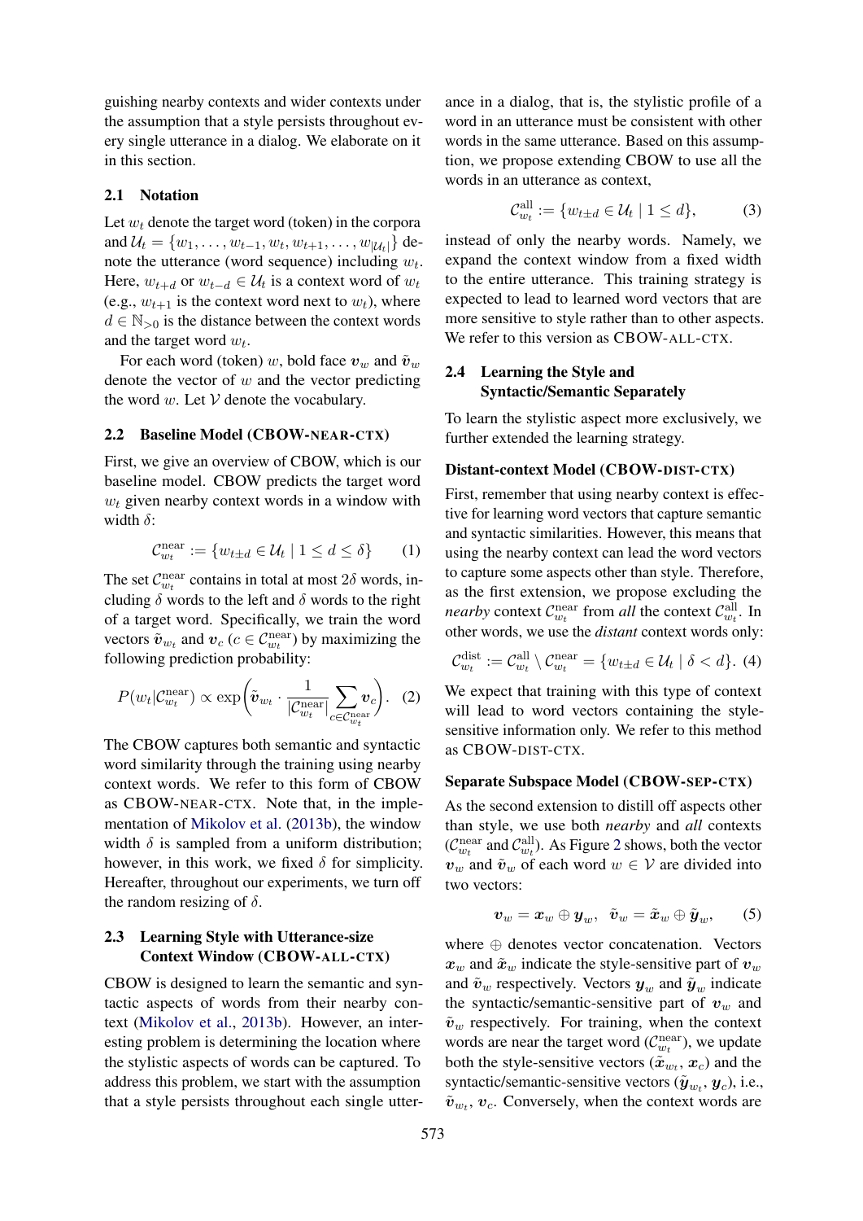guishing nearby contexts and wider contexts under the assumption that a style persists throughout every single utterance in a dialog. We elaborate on it in this section.

### 2.1 Notation

Let $w_t$ denote the target word (token) in the corpora and $\mathcal{U}_t = \{w_1, \ldots, w_{t-1}, w_t, w_{t+1}, \ldots, w_{|\mathcal{U}_t|}\}$ denote the utterance (word sequence) including $w_t$. Here, $w_{t+d}$ or $w_{t-d} \in \mathcal{U}_t$ is a context word of $w_t$ (e.g., $w_{t+1}$ is the context word next to $w_t$), where $d \in \mathbb{N}_{>0}$ is the distance between the context words and the target word $w_t$.

For each word (token) $w$, bold face $\boldsymbol{v}_w$ and $\tilde{\boldsymbol{v}}_w$ denote the vector of $w$ and the vector predicting the word $w$. Let $\mathcal{V}$ denote the vocabulary.

### 2.2 Baseline Model (CBOW-NEAR-CTX)

First, we give an overview of CBOW, which is our baseline model. CBOW predicts the target word $w_t$ given nearby context words in a window with width $\delta$:

$$\mathcal{C}_{w_t}^{\text{near}} := \{w_{t\pm d} \in \mathcal{U}_t \mid 1 \leq d \leq \delta\} \quad (1)$$

The set $\mathcal{C}_{w_t}^{\text{near}}$ contains in total at most $2\delta$ words, including $\delta$ words to the left and $\delta$ words to the right of a target word. Specifically, we train the word vectors $\tilde{\boldsymbol{v}}_{w_t}$ and $\boldsymbol{v}_c$ ($c \in \mathcal{C}_{w_t}^{\text{near}}$) by maximizing the following prediction probability:

$$P(w_t | \mathcal{C}_{w_t}^{\text{near}}) \propto \exp\left(\tilde{\boldsymbol{v}}_{w_t} \cdot \frac{1}{|\mathcal{C}_{w_t}^{\text{near}}|} \sum_{c \in \mathcal{C}_{w_t}^{\text{near}}} \boldsymbol{v}_c\right). \quad (2)$$

The CBOW captures both semantic and syntactic word similarity through the training using nearby context words. We refer to this form of CBOW as CBOW-NEAR-CTX. Note that, in the implementation of Mikolov et al. (2013b), the window width $\delta$ is sampled from a uniform distribution; however, in this work, we fixed $\delta$ for simplicity. Hereafter, throughout our experiments, we turn off the random resizing of $\delta$.

### 2.3 Learning Style with Utterance-size Context Window (CBOW-ALL-CTX)

CBOW is designed to learn the semantic and syntactic aspects of words from their nearby context (Mikolov et al., 2013b). However, an interesting problem is determining the location where the stylistic aspects of words can be captured. To address this problem, we start with the assumption that a style persists throughout each single utterance in a dialog, that is, the stylistic profile of a word in an utterance must be consistent with other words in the same utterance. Based on this assumption, we propose extending CBOW to use all the words in an utterance as context,

$$\mathcal{C}_{w_t}^{\text{all}} := \{w_{t\pm d} \in \mathcal{U}_t \mid 1 \leq d\}, \quad (3)$$

instead of only the nearby words. Namely, we expand the context window from a fixed width to the entire utterance. This training strategy is expected to lead to learned word vectors that are more sensitive to style rather than to other aspects. We refer to this version as CBOW-ALL-CTX.

### 2.4 Learning the Style and Syntactic/Semantic Separately

To learn the stylistic aspect more exclusively, we further extended the learning strategy.

#### Distant-context Model (CBOW-DIST-CTX)

First, remember that using nearby context is effective for learning word vectors that capture semantic and syntactic similarities. However, this means that using the nearby context can lead the word vectors to capture some aspects other than style. Therefore, as the first extension, we propose excluding the *nearby* context $\mathcal{C}_{w_t}^{\text{near}}$ from *all* the context $\mathcal{C}_{w_t}^{\text{all}}$. In other words, we use the *distant* context words only:

$$\mathcal{C}_{w_t}^{\text{dist}} := \mathcal{C}_{w_t}^{\text{all}} \setminus \mathcal{C}_{w_t}^{\text{near}} = \{w_{t\pm d} \in \mathcal{U}_t \mid \delta < d\}. \quad (4)$$

We expect that training with this type of context will lead to word vectors containing the style-sensitive information only. We refer to this method as CBOW-DIST-CTX.

#### Separate Subspace Model (CBOW-SEP-CTX)

As the second extension to distill off aspects other than style, we use both *nearby* and *all* contexts ($\mathcal{C}_{w_t}^{\text{near}}$ and $\mathcal{C}_{w_t}^{\text{all}}$). As Figure 2 shows, both the vector $\boldsymbol{v}_w$ and $\tilde{\boldsymbol{v}}_w$ of each word $w \in \mathcal{V}$ are divided into two vectors:

$$\boldsymbol{v}_w = \boldsymbol{x}_w \oplus \boldsymbol{y}_w, \quad \tilde{\boldsymbol{v}}_w = \tilde{\boldsymbol{x}}_w \oplus \tilde{\boldsymbol{y}}_w, \quad (5)$$

where $\oplus$ denotes vector concatenation. Vectors $\boldsymbol{x}_w$ and $\tilde{\boldsymbol{x}}_w$ indicate the style-sensitive part of $\boldsymbol{v}_w$ and $\tilde{\boldsymbol{v}}_w$ respectively. Vectors $\boldsymbol{y}_w$ and $\tilde{\boldsymbol{y}}_w$ indicate the syntactic/semantic-sensitive part of $\boldsymbol{v}_w$ and $\tilde{\boldsymbol{v}}_w$ respectively. For training, when the context words are near the target word ($\mathcal{C}_{w_t}^{\text{near}}$), we update both the style-sensitive vectors ($\tilde{\boldsymbol{x}}_{w_t}$, $\boldsymbol{x}_c$) and the syntactic/semantic-sensitive vectors ($\tilde{\boldsymbol{y}}_{w_t}$, $\boldsymbol{y}_c$), i.e., $\tilde{\boldsymbol{v}}_{w_t}$, $\boldsymbol{v}_c$. Conversely, when the context words are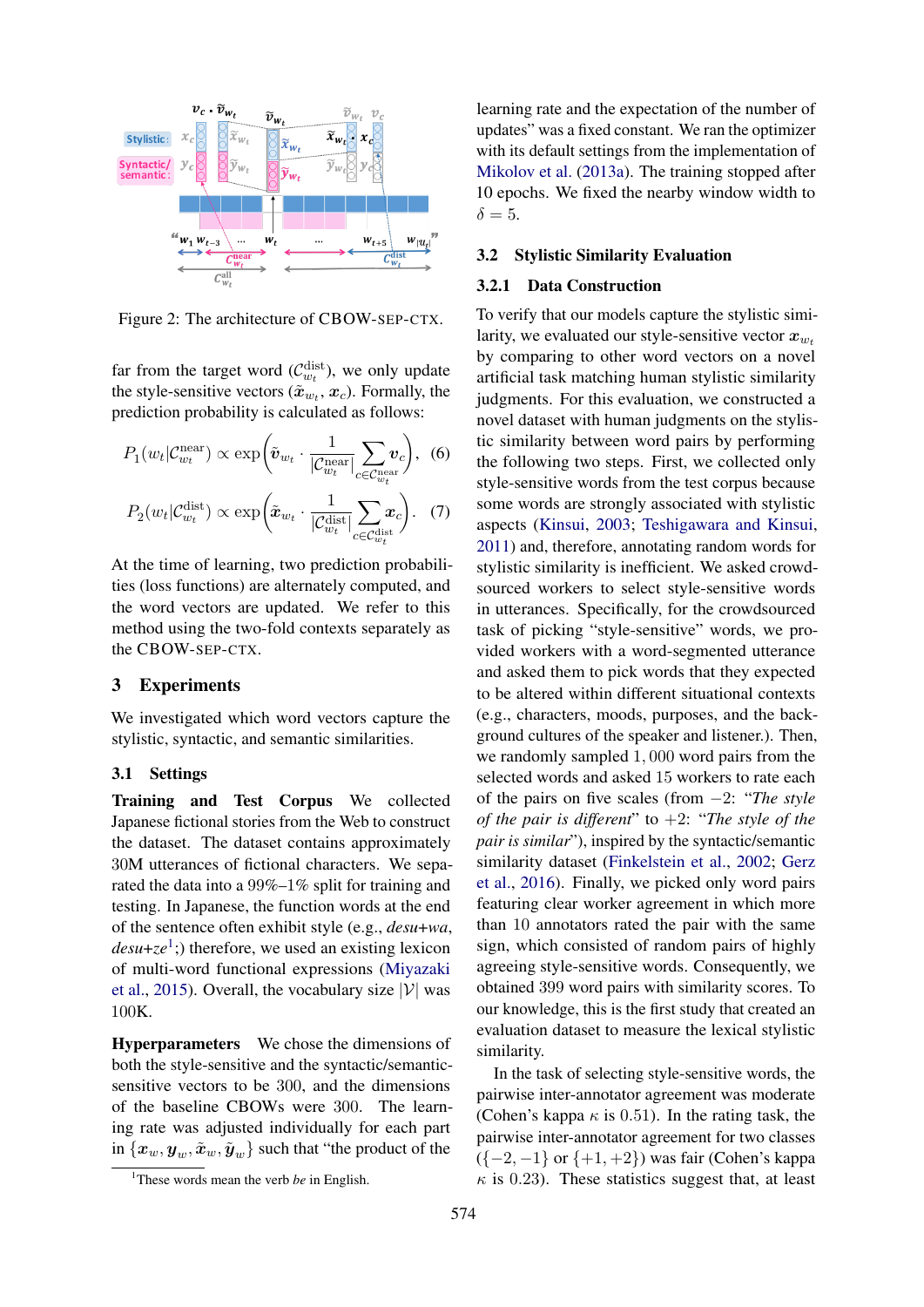Figure 2: The architecture of CBOW-SEP-CTX.

far from the target word ($\mathcal{C}^{\text{dist}}_{w_t}$), we only update the style-sensitive vectors ($\tilde{\boldsymbol{x}}_{w_t}, \boldsymbol{x}_c$). Formally, the prediction probability is calculated as follows:

$$P_1(w_t|\mathcal{C}^{\text{near}}_{w_t}) \propto \exp\left(\tilde{\boldsymbol{v}}_{w_t} \cdot \frac{1}{|\mathcal{C}^{\text{near}}_{w_t}|} \sum_{c \in \mathcal{C}^{\text{near}}_{w_t}} \boldsymbol{v}_c\right), \quad (6)$$

$$P_2(w_t|\mathcal{C}^{\text{dist}}_{w_t}) \propto \exp\left(\tilde{\boldsymbol{x}}_{w_t} \cdot \frac{1}{|\mathcal{C}^{\text{dist}}_{w_t}|} \sum_{c \in \mathcal{C}^{\text{dist}}_{w_t}} \boldsymbol{x}_c\right). \quad (7)$$

At the time of learning, two prediction probabilities (loss functions) are alternately computed, and the word vectors are updated. We refer to this method using the two-fold contexts separately as the CBOW-SEP-CTX.

## 3 Experiments

We investigated which word vectors capture the stylistic, syntactic, and semantic similarities.

### 3.1 Settings

**Training and Test Corpus** We collected Japanese fictional stories from the Web to construct the dataset. The dataset contains approximately 30M utterances of fictional characters. We separated the data into a 99%–1% split for training and testing. In Japanese, the function words at the end of the sentence often exhibit style (e.g., *desu+wa*, *desu+ze*[1];) therefore, we used an existing lexicon of multi-word functional expressions (Miyazaki et al., 2015). Overall, the vocabulary size $|\mathcal{V}|$ was 100K.

**Hyperparameters** We chose the dimensions of both the style-sensitive and the syntactic/semantic-sensitive vectors to be 300, and the dimensions of the baseline CBOWs were 300. The learning rate was adjusted individually for each part in $\{\boldsymbol{x}_w, \boldsymbol{y}_w, \tilde{\boldsymbol{x}}_w, \tilde{\boldsymbol{y}}_w\}$ such that "the product of the learning rate and the expectation of the number of updates" was a fixed constant. We ran the optimizer with its default settings from the implementation of Mikolov et al. (2013a). The training stopped after 10 epochs. We fixed the nearby window width to $\delta = 5$.

[1] These words mean the verb *be* in English.

### 3.2 Stylistic Similarity Evaluation

#### 3.2.1 Data Construction

To verify that our models capture the stylistic similarity, we evaluated our style-sensitive vector $\boldsymbol{x}_{w_t}$ by comparing to other word vectors on a novel artificial task matching human stylistic similarity judgments. For this evaluation, we constructed a novel dataset with human judgments on the stylistic similarity between word pairs by performing the following two steps. First, we collected only style-sensitive words from the test corpus because some words are strongly associated with stylistic aspects (Kinsui, 2003; Teshigawara and Kinsui, 2011) and, therefore, annotating random words for stylistic similarity is inefficient. We asked crowdsourced workers to select style-sensitive words in utterances. Specifically, for the crowdsourced task of picking "style-sensitive" words, we provided workers with a word-segmented utterance and asked them to pick words that they expected to be altered within different situational contexts (e.g., characters, moods, purposes, and the background cultures of the speaker and listener.). Then, we randomly sampled 1,000 word pairs from the selected words and asked 15 workers to rate each of the pairs on five scales (from $-2$: "*The style of the pair is different*" to $+2$: "*The style of the pair is similar*"), inspired by the syntactic/semantic similarity dataset (Finkelstein et al., 2002; Gerz et al., 2016). Finally, we picked only word pairs featuring clear worker agreement in which more than 10 annotators rated the pair with the same sign, which consisted of random pairs of highly agreeing style-sensitive words. Consequently, we obtained 399 word pairs with similarity scores. To our knowledge, this is the first study that created an evaluation dataset to measure the lexical stylistic similarity.

In the task of selecting style-sensitive words, the pairwise inter-annotator agreement was moderate (Cohen's kappa $\kappa$ is 0.51). In the rating task, the pairwise inter-annotator agreement for two classes ($\{-2, -1\}$ or $\{+1, +2\}$) was fair (Cohen's kappa $\kappa$ is 0.23). These statistics suggest that, at least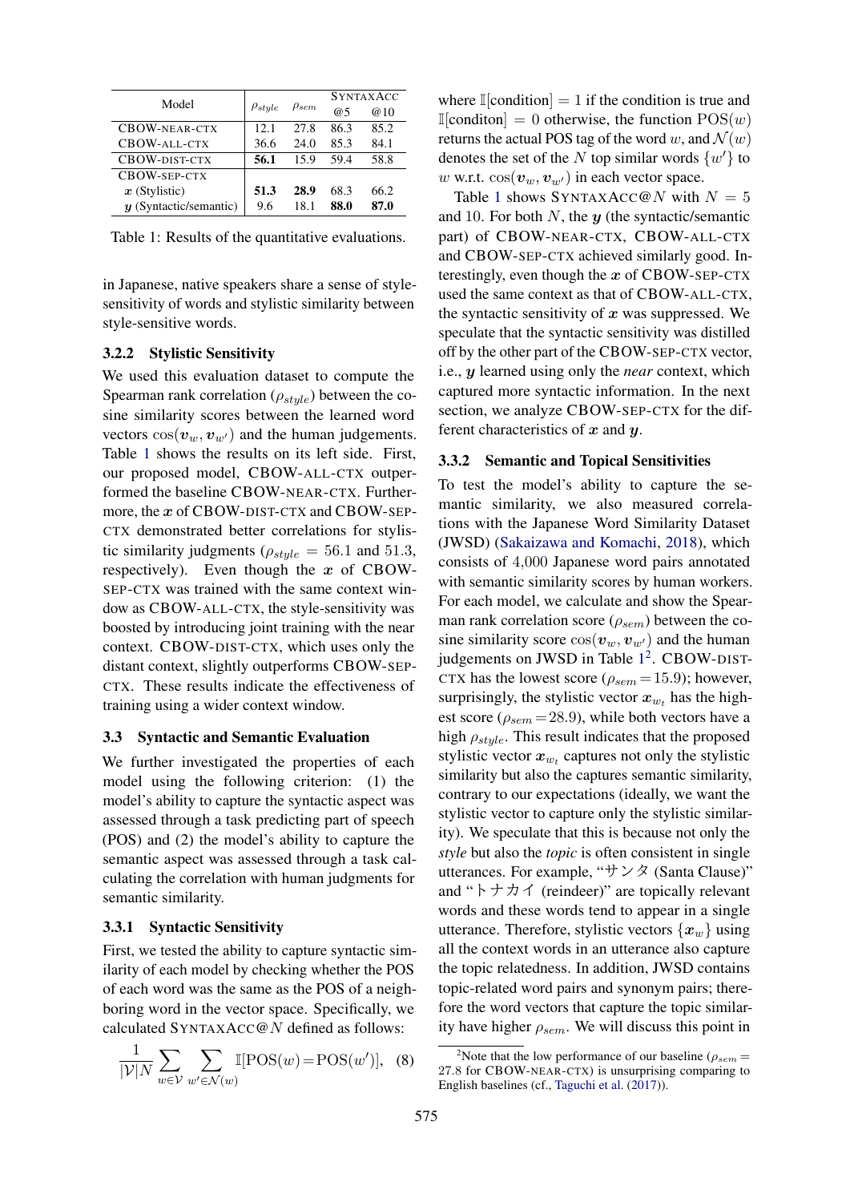| Model | $\rho_{style}$ | $\rho_{sem}$ | SYNTAXACC @5 | SYNTAXACC @10 |
|---|---|---|---|---|
| CBOW-NEAR-CTX | 12.1 | 27.8 | 86.3 | 85.2 |
| CBOW-ALL-CTX | 36.6 | 24.0 | 85.3 | 84.1 |
| CBOW-DIST-CTX | **56.1** | 15.9 | 59.4 | 58.8 |
| CBOW-SEP-CTX | | | | |
| $\boldsymbol{x}$ (Stylistic) | **51.3** | **28.9** | 68.3 | 66.2 |
| $\boldsymbol{y}$ (Syntactic/semantic) | 9.6 | 18.1 | **88.0** | **87.0** |

Table 1: Results of the quantitative evaluations.

in Japanese, native speakers share a sense of style-sensitivity of words and stylistic similarity between style-sensitive words.

### 3.2.2 Stylistic Sensitivity

We used this evaluation dataset to compute the Spearman rank correlation ($\rho_{style}$) between the cosine similarity scores between the learned word vectors $\cos(\boldsymbol{v}_w, \boldsymbol{v}_{w'})$ and the human judgements. Table 1 shows the results on its left side. First, our proposed model, CBOW-ALL-CTX outperformed the baseline CBOW-NEAR-CTX. Furthermore, the $\boldsymbol{x}$ of CBOW-DIST-CTX and CBOW-SEP-CTX demonstrated better correlations for stylistic similarity judgments ($\rho_{style} = 56.1$ and $51.3$, respectively). Even though the $\boldsymbol{x}$ of CBOW-SEP-CTX was trained with the same context window as CBOW-ALL-CTX, the style-sensitivity was boosted by introducing joint training with the near context. CBOW-DIST-CTX, which uses only the distant context, slightly outperforms CBOW-SEP-CTX. These results indicate the effectiveness of training using a wider context window.

## 3.3 Syntactic and Semantic Evaluation

We further investigated the properties of each model using the following criterion: (1) the model's ability to capture the syntactic aspect was assessed through a task predicting part of speech (POS) and (2) the model's ability to capture the semantic aspect was assessed through a task calculating the correlation with human judgments for semantic similarity.

### 3.3.1 Syntactic Sensitivity

First, we tested the ability to capture syntactic similarity of each model by checking whether the POS of each word was the same as the POS of a neighboring word in the vector space. Specifically, we calculated SYNTAXACC@$N$ defined as follows:

$$\frac{1}{|\mathcal{V}|N} \sum_{w \in \mathcal{V}} \sum_{w' \in \mathcal{N}(w)} \mathbb{I}[\mathrm{POS}(w) = \mathrm{POS}(w')], \quad (8)$$

where $\mathbb{I}[\text{condition}] = 1$ if the condition is true and $\mathbb{I}[\text{conditon}] = 0$ otherwise, the function $\mathrm{POS}(w)$ returns the actual POS tag of the word $w$, and $\mathcal{N}(w)$ denotes the set of the $N$ top similar words $\{w'\}$ to $w$ w.r.t. $\cos(\boldsymbol{v}_w, \boldsymbol{v}_{w'})$ in each vector space.

Table 1 shows SYNTAXACC@$N$ with $N = 5$ and $10$. For both $N$, the $\boldsymbol{y}$ (the syntactic/semantic part) of CBOW-NEAR-CTX, CBOW-ALL-CTX and CBOW-SEP-CTX achieved similarly good. Interestingly, even though the $\boldsymbol{x}$ of CBOW-SEP-CTX used the same context as that of CBOW-ALL-CTX, the syntactic sensitivity of $\boldsymbol{x}$ was suppressed. We speculate that the syntactic sensitivity was distilled off by the other part of the CBOW-SEP-CTX vector, i.e., $\boldsymbol{y}$ learned using only the *near* context, which captured more syntactic information. In the next section, we analyze CBOW-SEP-CTX for the different characteristics of $\boldsymbol{x}$ and $\boldsymbol{y}$.

### 3.3.2 Semantic and Topical Sensitivities

To test the model's ability to capture the semantic similarity, we also measured correlations with the Japanese Word Similarity Dataset (JWSD) (Sakaizawa and Komachi, 2018), which consists of 4,000 Japanese word pairs annotated with semantic similarity scores by human workers. For each model, we calculate and show the Spearman rank correlation score ($\rho_{sem}$) between the cosine similarity score $\cos(\boldsymbol{v}_w, \boldsymbol{v}_{w'})$ and the human judgements on JWSD in Table 1[2]. CBOW-DIST-CTX has the lowest score ($\rho_{sem} = 15.9$); however, surprisingly, the stylistic vector $\boldsymbol{x}_{w_t}$ has the highest score ($\rho_{sem} = 28.9$), while both vectors have a high $\rho_{style}$. This result indicates that the proposed stylistic vector $\boldsymbol{x}_{w_t}$ captures not only the stylistic similarity but also the captures semantic similarity, contrary to our expectations (ideally, we want the stylistic vector to capture only the stylistic similarity). We speculate that this is because not only the *style* but also the *topic* is often consistent in single utterances. For example, "サンタ (Santa Clause)" and "トナカイ (reindeer)" are topically relevant words and these words tend to appear in a single utterance. Therefore, stylistic vectors $\{\boldsymbol{x}_w\}$ using all the context words in an utterance also capture the topic relatedness. In addition, JWSD contains topic-related word pairs and synonym pairs; therefore the word vectors that capture the topic similarity have higher $\rho_{sem}$. We will discuss this point in

[2]Note that the low performance of our baseline ($\rho_{sem} = 27.8$ for CBOW-NEAR-CTX) is unsurprising comparing to English baselines (cf., Taguchi et al. (2017)).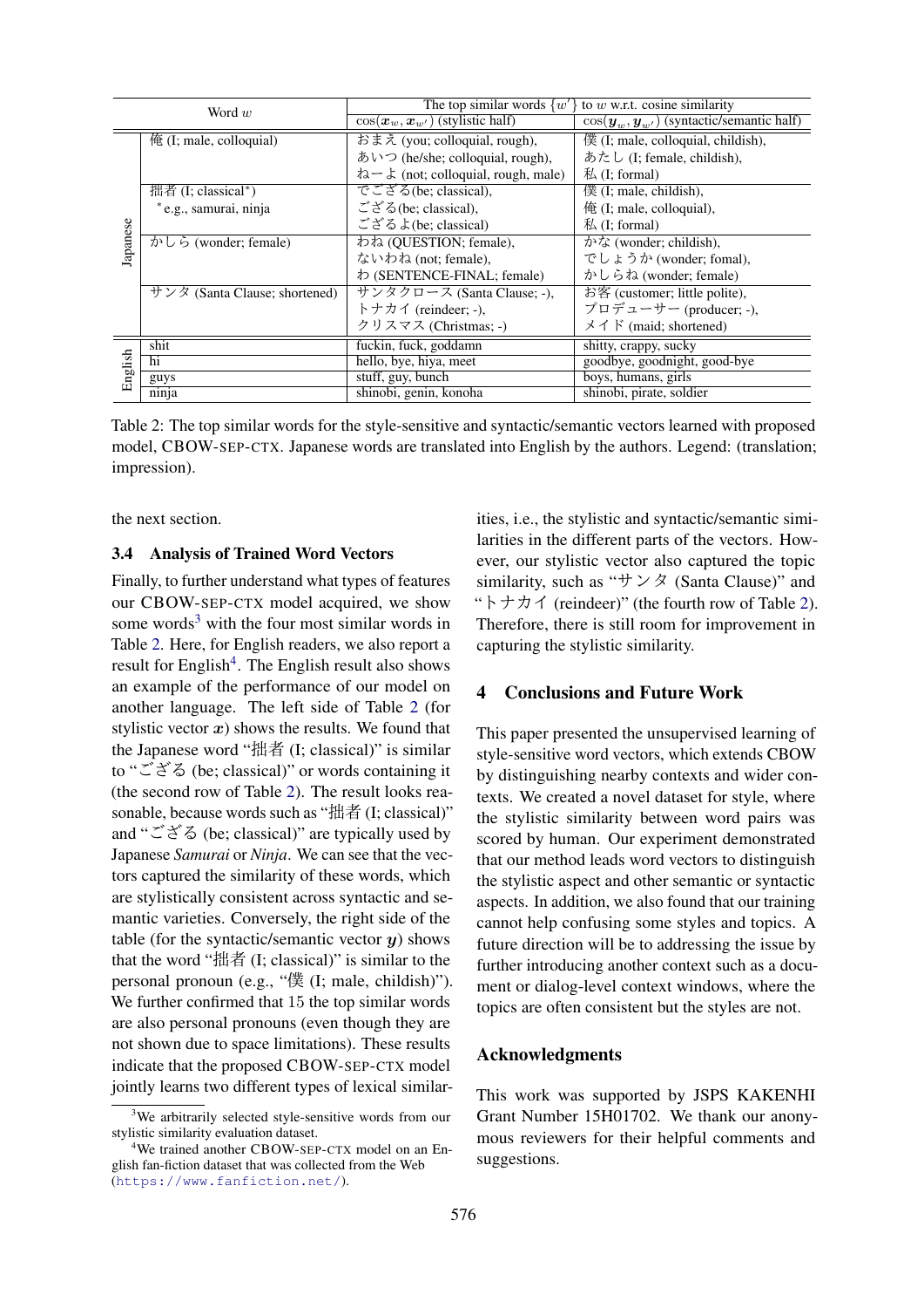| | Word $w$ | The top similar words $\{w'\}$ to $w$ w.r.t. cosine similarity | |
|---|---|---|---|
| | | $\cos(\boldsymbol{x}_w, \boldsymbol{x}_{w'})$ (stylistic half) | $\cos(\boldsymbol{y}_w, \boldsymbol{y}_{w'})$ (syntactic/semantic half) |
| Japanese | 俺 (I; male, colloquial) | おまえ (you; colloquial, rough), あいつ (he/she; colloquial, rough), ねーよ (not; colloquial, rough, male) | 僕 (I; male, colloquial, childish), あたし (I; female, childish), 私 (I; formal) |
| | 拙者 (I; classical*) *e.g., samurai, ninja | でござる(be; classical), ござる(be; classical), ござるよ(be; classical) | 僕 (I; male, childish), 俺 (I; male, colloquial), 私 (I; formal) |
| | かしら (wonder; female) | わね (QUESTION; female), ないわね (not; female), わ (SENTENCE-FINAL; female) | かな (wonder; childish), でしょうか (wonder; fomal), かしらね (wonder; female) |
| | サンタ (Santa Clause; shortened) | サンタクロース (Santa Clause; -), トナカイ (reindeer; -), クリスマス (Christmas; -) | お客 (customer; little polite), プロデューサー (producer; -), メイド (maid; shortened) |
| English | shit | fuckin, fuck, goddamn | shitty, crappy, sucky |
| | hi | hello, bye, hiya, meet | goodbye, goodnight, good-bye |
| | guys | stuff, guy, bunch | boys, humans, girls |
| | ninja | shinobi, genin, konoha | shinobi, pirate, soldier |

Table 2: The top similar words for the style-sensitive and syntactic/semantic vectors learned with proposed model, CBOW-SEP-CTX. Japanese words are translated into English by the authors. Legend: (translation; impression).

the next section.

### 3.4 Analysis of Trained Word Vectors

Finally, to further understand what types of features our CBOW-SEP-CTX model acquired, we show some words[3] with the four most similar words in Table 2. Here, for English readers, we also report a result for English[4]. The English result also shows an example of the performance of our model on another language. The left side of Table 2 (for stylistic vector $\boldsymbol{x}$) shows the results. We found that the Japanese word "拙者 (I; classical)" is similar to "ござる (be; classical)" or words containing it (the second row of Table 2). The result looks reasonable, because words such as "拙者 (I; classical)" and "ござる (be; classical)" are typically used by Japanese *Samurai* or *Ninja*. We can see that the vectors captured the similarity of these words, which are stylistically consistent across syntactic and semantic varieties. Conversely, the right side of the table (for the syntactic/semantic vector $\boldsymbol{y}$) shows that the word "拙者 (I; classical)" is similar to the personal pronoun (e.g., "僕 (I; male, childish)"). We further confirmed that 15 the top similar words are also personal pronouns (even though they are not shown due to space limitations). These results indicate that the proposed CBOW-SEP-CTX model jointly learns two different types of lexical similarities, i.e., the stylistic and syntactic/semantic similarities in the different parts of the vectors. However, our stylistic vector also captured the topic similarity, such as "サンタ (Santa Clause)" and "トナカイ (reindeer)" (the fourth row of Table 2). Therefore, there is still room for improvement in capturing the stylistic similarity.

[3] We arbitrarily selected style-sensitive words from our stylistic similarity evaluation dataset.

[4] We trained another CBOW-SEP-CTX model on an English fan-fiction dataset that was collected from the Web (https://www.fanfiction.net/).

## 4 Conclusions and Future Work

This paper presented the unsupervised learning of style-sensitive word vectors, which extends CBOW by distinguishing nearby contexts and wider contexts. We created a novel dataset for style, where the stylistic similarity between word pairs was scored by human. Our experiment demonstrated that our method leads word vectors to distinguish the stylistic aspect and other semantic or syntactic aspects. In addition, we also found that our training cannot help confusing some styles and topics. A future direction will be to addressing the issue by further introducing another context such as a document or dialog-level context windows, where the topics are often consistent but the styles are not.

## Acknowledgments

This work was supported by JSPS KAKENHI Grant Number 15H01702. We thank our anonymous reviewers for their helpful comments and suggestions.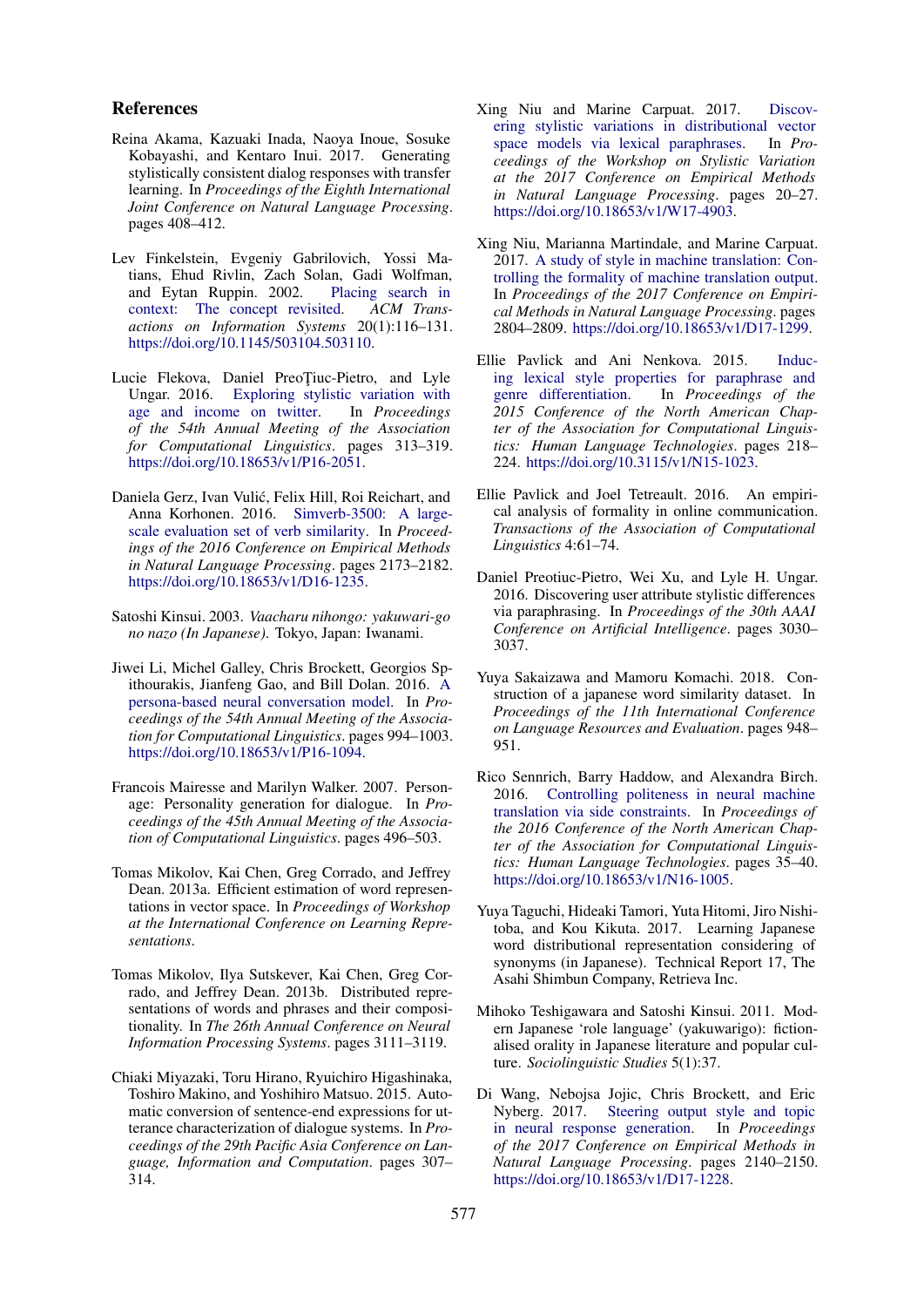## References

Reina Akama, Kazuaki Inada, Naoya Inoue, Sosuke Kobayashi, and Kentaro Inui. 2017. Generating stylistically consistent dialog responses with transfer learning. In *Proceedings of the Eighth International Joint Conference on Natural Language Processing*. pages 408–412.

Lev Finkelstein, Evgeniy Gabrilovich, Yossi Matias, Ehud Rivlin, Zach Solan, Gadi Wolfman, and Eytan Ruppin. 2002. Placing search in context: The concept revisited. *ACM Transactions on Information Systems* 20(1):116–131. https://doi.org/10.1145/503104.503110.

Lucie Flekova, Daniel Preoţiuc-Pietro, and Lyle Ungar. 2016. Exploring stylistic variation with age and income on twitter. In *Proceedings of the 54th Annual Meeting of the Association for Computational Linguistics*. pages 313–319. https://doi.org/10.18653/v1/P16-2051.

Daniela Gerz, Ivan Vulić, Felix Hill, Roi Reichart, and Anna Korhonen. 2016. Simverb-3500: A large-scale evaluation set of verb similarity. In *Proceedings of the 2016 Conference on Empirical Methods in Natural Language Processing*. pages 2173–2182. https://doi.org/10.18653/v1/D16-1235.

Satoshi Kinsui. 2003. *Vaacharu nihongo: yakuwari-go no nazo (In Japanese)*. Tokyo, Japan: Iwanami.

Jiwei Li, Michel Galley, Chris Brockett, Georgios Spithourakis, Jianfeng Gao, and Bill Dolan. 2016. A persona-based neural conversation model. In *Proceedings of the 54th Annual Meeting of the Association for Computational Linguistics*. pages 994–1003. https://doi.org/10.18653/v1/P16-1094.

Francois Mairesse and Marilyn Walker. 2007. Personage: Personality generation for dialogue. In *Proceedings of the 45th Annual Meeting of the Association of Computational Linguistics*. pages 496–503.

Tomas Mikolov, Kai Chen, Greg Corrado, and Jeffrey Dean. 2013a. Efficient estimation of word representations in vector space. In *Proceedings of Workshop at the International Conference on Learning Representations*.

Tomas Mikolov, Ilya Sutskever, Kai Chen, Greg Corrado, and Jeffrey Dean. 2013b. Distributed representations of words and phrases and their compositionality. In *The 26th Annual Conference on Neural Information Processing Systems*. pages 3111–3119.

Chiaki Miyazaki, Toru Hirano, Ryuichiro Higashinaka, Toshiro Makino, and Yoshihiro Matsuo. 2015. Automatic conversion of sentence-end expressions for utterance characterization of dialogue systems. In *Proceedings of the 29th Pacific Asia Conference on Language, Information and Computation*. pages 307–314.

Xing Niu and Marine Carpuat. 2017. Discovering stylistic variations in distributional vector space models via lexical paraphrases. In *Proceedings of the Workshop on Stylistic Variation at the 2017 Conference on Empirical Methods in Natural Language Processing*. pages 20–27. https://doi.org/10.18653/v1/W17-4903.

Xing Niu, Marianna Martindale, and Marine Carpuat. 2017. A study of style in machine translation: Controlling the formality of machine translation output. In *Proceedings of the 2017 Conference on Empirical Methods in Natural Language Processing*. pages 2804–2809. https://doi.org/10.18653/v1/D17-1299.

Ellie Pavlick and Ani Nenkova. 2015. Inducing lexical style properties for paraphrase and genre differentiation. In *Proceedings of the 2015 Conference of the North American Chapter of the Association for Computational Linguistics: Human Language Technologies*. pages 218–224. https://doi.org/10.3115/v1/N15-1023.

Ellie Pavlick and Joel Tetreault. 2016. An empirical analysis of formality in online communication. *Transactions of the Association of Computational Linguistics* 4:61–74.

Daniel Preotiuc-Pietro, Wei Xu, and Lyle H. Ungar. 2016. Discovering user attribute stylistic differences via paraphrasing. In *Proceedings of the 30th AAAI Conference on Artificial Intelligence*. pages 3030–3037.

Yuya Sakaizawa and Mamoru Komachi. 2018. Construction of a japanese word similarity dataset. In *Proceedings of the 11th International Conference on Language Resources and Evaluation*. pages 948–951.

Rico Sennrich, Barry Haddow, and Alexandra Birch. 2016. Controlling politeness in neural machine translation via side constraints. In *Proceedings of the 2016 Conference of the North American Chapter of the Association for Computational Linguistics: Human Language Technologies*. pages 35–40. https://doi.org/10.18653/v1/N16-1005.

Yuya Taguchi, Hideaki Tamori, Yuta Hitomi, Jiro Nishitoba, and Kou Kikuta. 2017. Learning Japanese word distributional representation considering of synonyms (in Japanese). Technical Report 17, The Asahi Shimbun Company, Retrieva Inc.

Mihoko Teshigawara and Satoshi Kinsui. 2011. Modern Japanese 'role language' (yakuwarigo): fictionalised orality in Japanese literature and popular culture. *Sociolinguistic Studies* 5(1):37.

Di Wang, Nebojsa Jojic, Chris Brockett, and Eric Nyberg. 2017. Steering output style and topic in neural response generation. In *Proceedings of the 2017 Conference on Empirical Methods in Natural Language Processing*. pages 2140–2150. https://doi.org/10.18653/v1/D17-1228.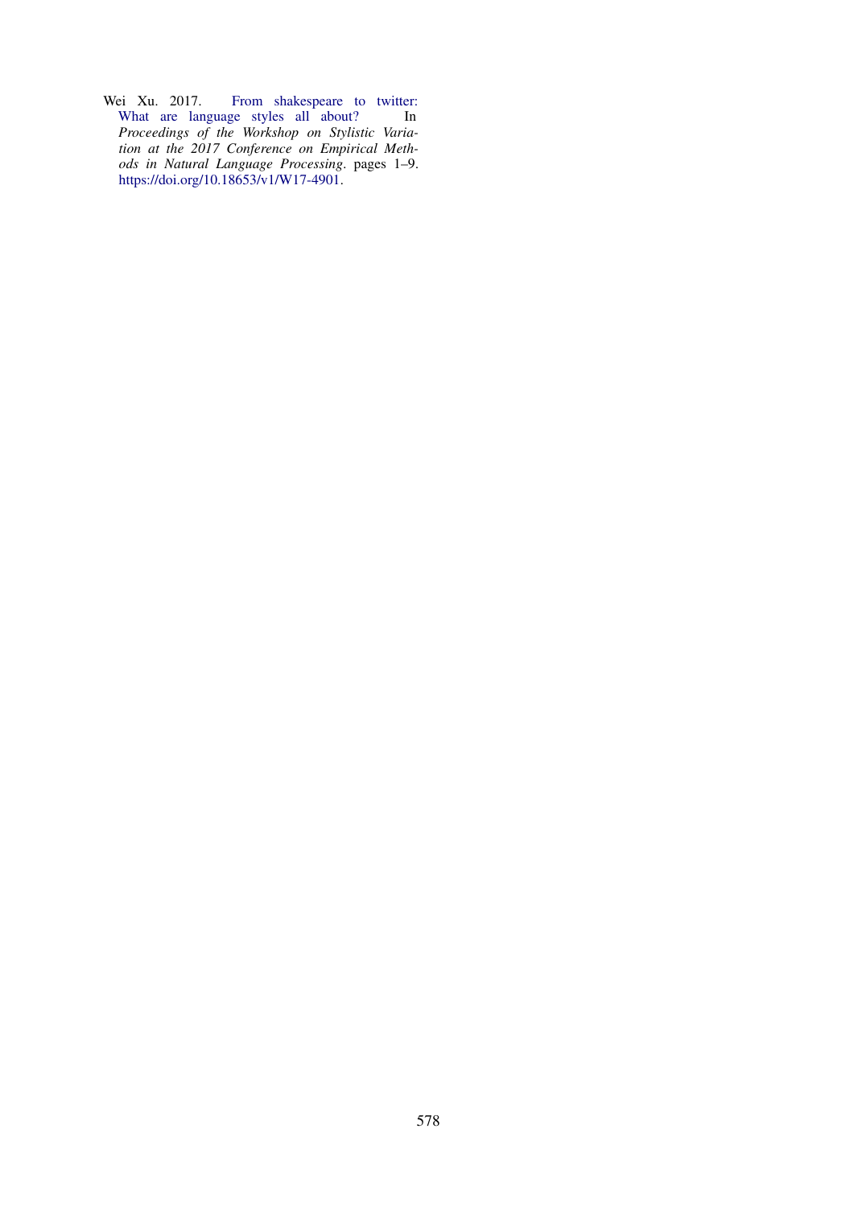Wei Xu. 2017. From shakespeare to twitter: What are language styles all about? In *Proceedings of the Workshop on Stylistic Variation at the 2017 Conference on Empirical Methods in Natural Language Processing*. pages 1–9. https://doi.org/10.18653/v1/W17-4901.